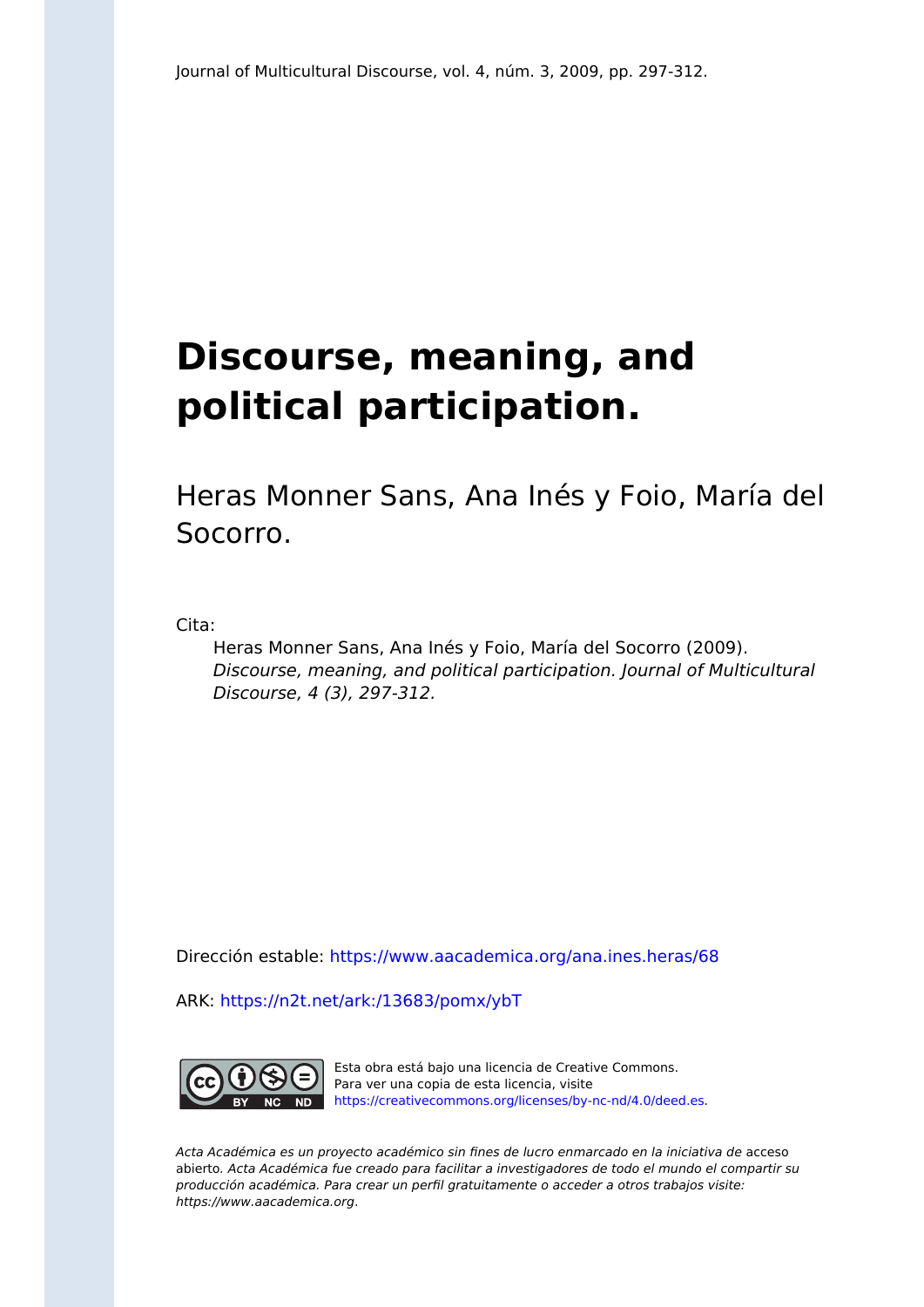Journal of Multicultural Discourse, vol. 4, núm. 3, 2009, pp. 297-312.

# Discourse, meaning, and political participation.

Heras Monner Sans, Ana Inés y Foio, María del Socorro.

Cita:

Heras Monner Sans, Ana Inés y Foio, María del Socorro (2009). *Discourse, meaning, and political participation. Journal of Multicultural Discourse, 4 (3), 297-312.*

Dirección estable: https://www.aacademica.org/ana.ines.heras/68

ARK: https://n2t.net/ark:/13683/pomx/ybT

Esta obra está bajo una licencia de Creative Commons. Para ver una copia de esta licencia, visite https://creativecommons.org/licenses/by-nc-nd/4.0/deed.es.

*Acta Académica es un proyecto académico sin fines de lucro enmarcado en la iniciativa de* acceso abierto. *Acta Académica fue creado para facilitar a investigadores de todo el mundo el compartir su producción académica. Para crear un perfil gratuitamente o acceder a otros trabajos visite: https://www.aacademica.org.*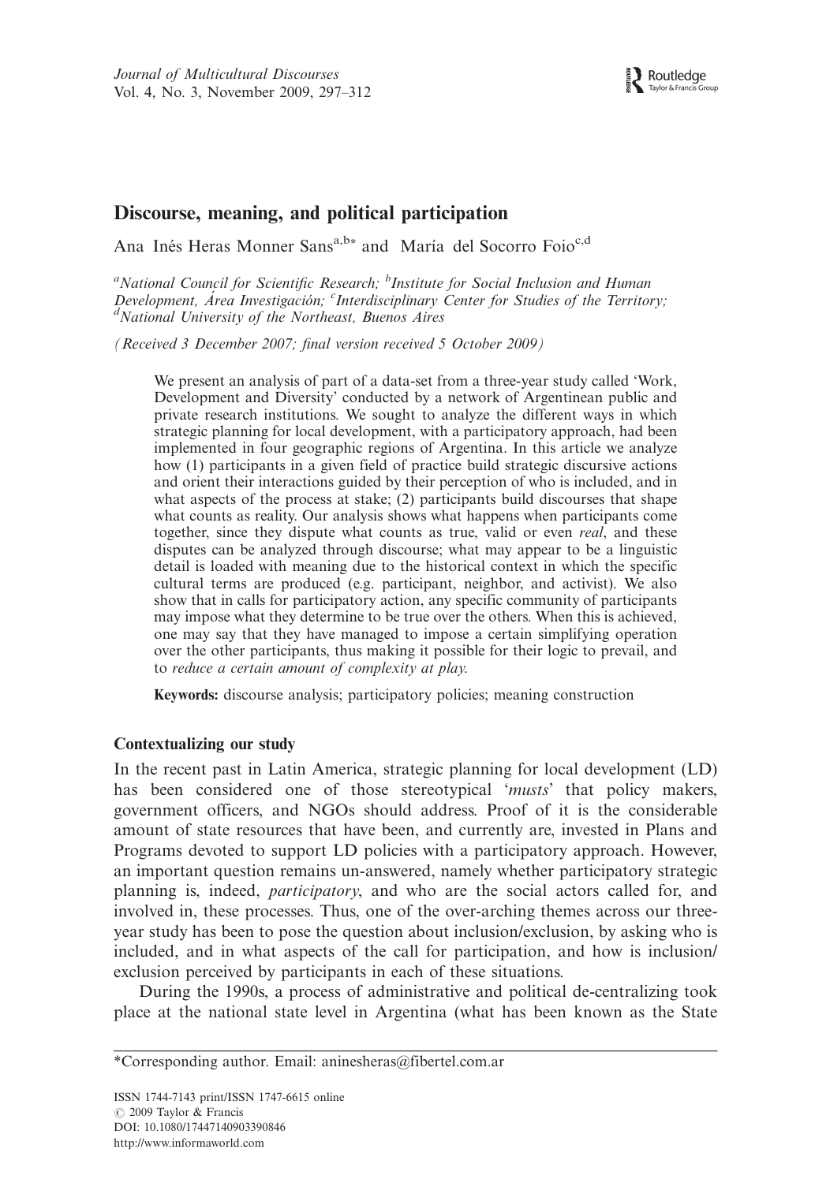# Discourse, meaning, and political participation

Ana Inés Heras Monner Sans[a,b]* and María del Socorro Foio[c,d]

[a]National Council for Scientific Research; [b]Institute for Social Inclusion and Human Development, Área Investigación; [c]Interdisciplinary Center for Studies of the Territory; [d]National University of the Northeast, Buenos Aires

*(Received 3 December 2007; final version received 5 October 2009)*

> We present an analysis of part of a data-set from a three-year study called 'Work, Development and Diversity' conducted by a network of Argentinean public and private research institutions. We sought to analyze the different ways in which strategic planning for local development, with a participatory approach, had been implemented in four geographic regions of Argentina. In this article we analyze how (1) participants in a given field of practice build strategic discursive actions and orient their interactions guided by their perception of who is included, and in what aspects of the process at stake; (2) participants build discourses that shape what counts as reality. Our analysis shows what happens when participants come together, since they dispute what counts as true, valid or even *real*, and these disputes can be analyzed through discourse; what may appear to be a linguistic detail is loaded with meaning due to the historical context in which the specific cultural terms are produced (e.g. participant, neighbor, and activist). We also show that in calls for participatory action, any specific community of participants may impose what they determine to be true over the others. When this is achieved, one may say that they have managed to impose a certain simplifying operation over the other participants, thus making it possible for their logic to prevail, and to *reduce a certain amount of complexity at play*.
>
> **Keywords:** discourse analysis; participatory policies; meaning construction

## Contextualizing our study

In the recent past in Latin America, strategic planning for local development (LD) has been considered one of those stereotypical '*musts*' that policy makers, government officers, and NGOs should address. Proof of it is the considerable amount of state resources that have been, and currently are, invested in Plans and Programs devoted to support LD policies with a participatory approach. However, an important question remains un-answered, namely whether participatory strategic planning is, indeed, *participatory*, and who are the social actors called for, and involved in, these processes. Thus, one of the over-arching themes across our three-year study has been to pose the question about inclusion/exclusion, by asking who is included, and in what aspects of the call for participation, and how is inclusion/exclusion perceived by participants in each of these situations.

During the 1990s, a process of administrative and political de-centralizing took place at the national state level in Argentina (what has been known as the State

*Corresponding author. Email: aninesheras@fibertel.com.ar

ISSN 1744-7143 print/ISSN 1747-6615 online
© 2009 Taylor & Francis
DOI: 10.1080/17447140903390846
http://www.informaworld.com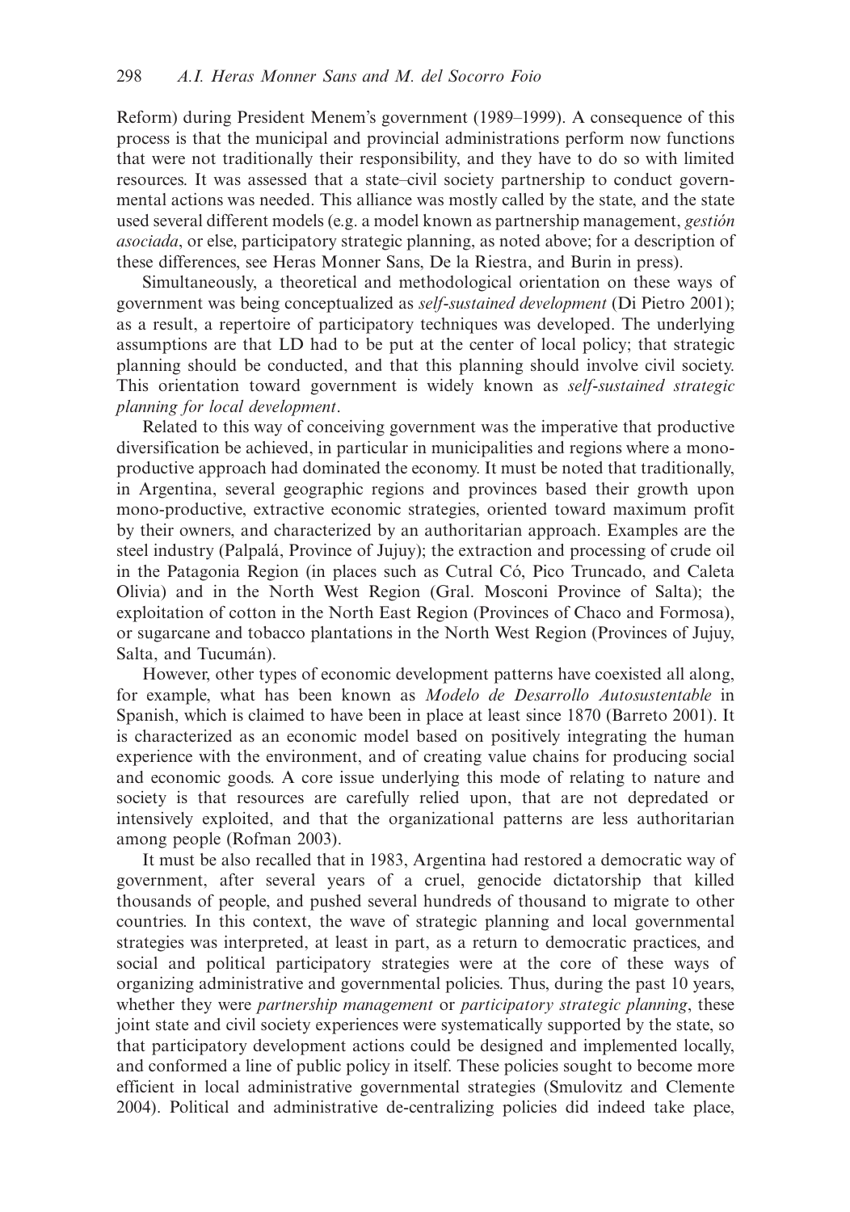Reform) during President Menem's government (1989–1999). A consequence of this process is that the municipal and provincial administrations perform now functions that were not traditionally their responsibility, and they have to do so with limited resources. It was assessed that a state–civil society partnership to conduct governmental actions was needed. This alliance was mostly called by the state, and the state used several different models (e.g. a model known as partnership management, *gestión asociada*, or else, participatory strategic planning, as noted above; for a description of these differences, see Heras Monner Sans, De la Riestra, and Burin in press).

Simultaneously, a theoretical and methodological orientation on these ways of government was being conceptualized as *self-sustained development* (Di Pietro 2001); as a result, a repertoire of participatory techniques was developed. The underlying assumptions are that LD had to be put at the center of local policy; that strategic planning should be conducted, and that this planning should involve civil society. This orientation toward government is widely known as *self-sustained strategic planning for local development*.

Related to this way of conceiving government was the imperative that productive diversification be achieved, in particular in municipalities and regions where a mono-productive approach had dominated the economy. It must be noted that traditionally, in Argentina, several geographic regions and provinces based their growth upon mono-productive, extractive economic strategies, oriented toward maximum profit by their owners, and characterized by an authoritarian approach. Examples are the steel industry (Palpalá, Province of Jujuy); the extraction and processing of crude oil in the Patagonia Region (in places such as Cutral Có, Pico Truncado, and Caleta Olivia) and in the North West Region (Gral. Mosconi Province of Salta); the exploitation of cotton in the North East Region (Provinces of Chaco and Formosa), or sugarcane and tobacco plantations in the North West Region (Provinces of Jujuy, Salta, and Tucumán).

However, other types of economic development patterns have coexisted all along, for example, what has been known as *Modelo de Desarrollo Autosustentable* in Spanish, which is claimed to have been in place at least since 1870 (Barreto 2001). It is characterized as an economic model based on positively integrating the human experience with the environment, and of creating value chains for producing social and economic goods. A core issue underlying this mode of relating to nature and society is that resources are carefully relied upon, that are not depredated or intensively exploited, and that the organizational patterns are less authoritarian among people (Rofman 2003).

It must be also recalled that in 1983, Argentina had restored a democratic way of government, after several years of a cruel, genocide dictatorship that killed thousands of people, and pushed several hundreds of thousand to migrate to other countries. In this context, the wave of strategic planning and local governmental strategies was interpreted, at least in part, as a return to democratic practices, and social and political participatory strategies were at the core of these ways of organizing administrative and governmental policies. Thus, during the past 10 years, whether they were *partnership management* or *participatory strategic planning*, these joint state and civil society experiences were systematically supported by the state, so that participatory development actions could be designed and implemented locally, and conformed a line of public policy in itself. These policies sought to become more efficient in local administrative governmental strategies (Smulovitz and Clemente 2004). Political and administrative de-centralizing policies did indeed take place,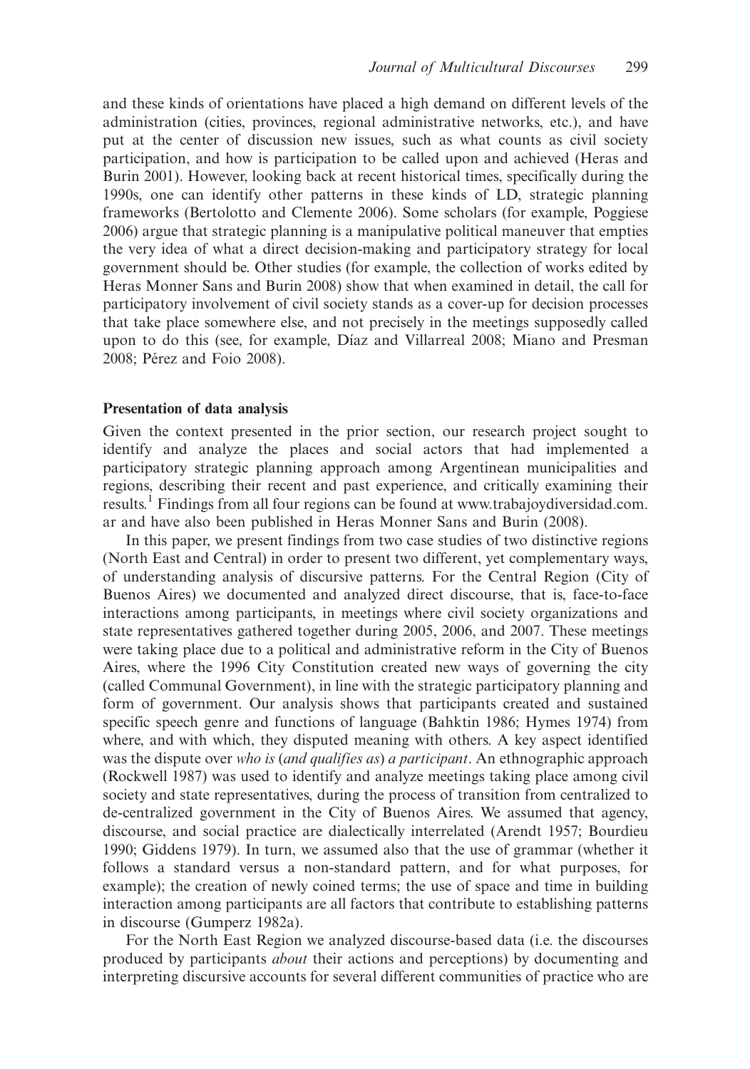and these kinds of orientations have placed a high demand on different levels of the administration (cities, provinces, regional administrative networks, etc.), and have put at the center of discussion new issues, such as what counts as civil society participation, and how is participation to be called upon and achieved (Heras and Burin 2001). However, looking back at recent historical times, specifically during the 1990s, one can identify other patterns in these kinds of LD, strategic planning frameworks (Bertolotto and Clemente 2006). Some scholars (for example, Poggiese 2006) argue that strategic planning is a manipulative political maneuver that empties the very idea of what a direct decision-making and participatory strategy for local government should be. Other studies (for example, the collection of works edited by Heras Monner Sans and Burin 2008) show that when examined in detail, the call for participatory involvement of civil society stands as a cover-up for decision processes that take place somewhere else, and not precisely in the meetings supposedly called upon to do this (see, for example, Díaz and Villarreal 2008; Miano and Presman 2008; Pérez and Foio 2008).

## Presentation of data analysis

Given the context presented in the prior section, our research project sought to identify and analyze the places and social actors that had implemented a participatory strategic planning approach among Argentinean municipalities and regions, describing their recent and past experience, and critically examining their results.[1] Findings from all four regions can be found at www.trabajoydiversidad.com.ar and have also been published in Heras Monner Sans and Burin (2008).

In this paper, we present findings from two case studies of two distinctive regions (North East and Central) in order to present two different, yet complementary ways, of understanding analysis of discursive patterns. For the Central Region (City of Buenos Aires) we documented and analyzed direct discourse, that is, face-to-face interactions among participants, in meetings where civil society organizations and state representatives gathered together during 2005, 2006, and 2007. These meetings were taking place due to a political and administrative reform in the City of Buenos Aires, where the 1996 City Constitution created new ways of governing the city (called Communal Government), in line with the strategic participatory planning and form of government. Our analysis shows that participants created and sustained specific speech genre and functions of language (Bahktin 1986; Hymes 1974) from where, and with which, they disputed meaning with others. A key aspect identified was the dispute over *who is* (*and qualifies as*) *a participant*. An ethnographic approach (Rockwell 1987) was used to identify and analyze meetings taking place among civil society and state representatives, during the process of transition from centralized to de-centralized government in the City of Buenos Aires. We assumed that agency, discourse, and social practice are dialectically interrelated (Arendt 1957; Bourdieu 1990; Giddens 1979). In turn, we assumed also that the use of grammar (whether it follows a standard versus a non-standard pattern, and for what purposes, for example); the creation of newly coined terms; the use of space and time in building interaction among participants are all factors that contribute to establishing patterns in discourse (Gumperz 1982a).

For the North East Region we analyzed discourse-based data (i.e. the discourses produced by participants *about* their actions and perceptions) by documenting and interpreting discursive accounts for several different communities of practice who are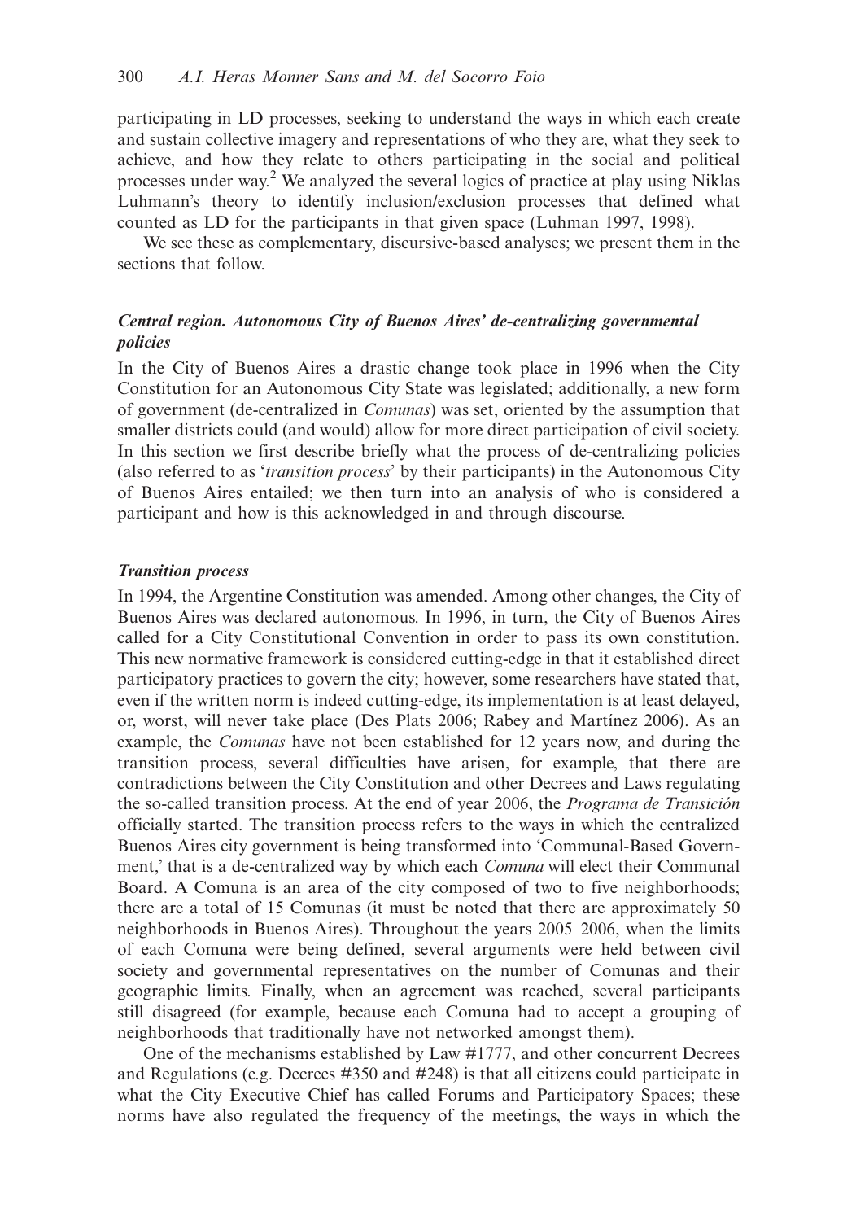participating in LD processes, seeking to understand the ways in which each create and sustain collective imagery and representations of who they are, what they seek to achieve, and how they relate to others participating in the social and political processes under way.[2] We analyzed the several logics of practice at play using Niklas Luhmann's theory to identify inclusion/exclusion processes that defined what counted as LD for the participants in that given space (Luhman 1997, 1998).

We see these as complementary, discursive-based analyses; we present them in the sections that follow.

### *Central region. Autonomous City of Buenos Aires' de-centralizing governmental policies*

In the City of Buenos Aires a drastic change took place in 1996 when the City Constitution for an Autonomous City State was legislated; additionally, a new form of government (de-centralized in *Comunas*) was set, oriented by the assumption that smaller districts could (and would) allow for more direct participation of civil society. In this section we first describe briefly what the process of de-centralizing policies (also referred to as '*transition process*' by their participants) in the Autonomous City of Buenos Aires entailed; we then turn into an analysis of who is considered a participant and how is this acknowledged in and through discourse.

### *Transition process*

In 1994, the Argentine Constitution was amended. Among other changes, the City of Buenos Aires was declared autonomous. In 1996, in turn, the City of Buenos Aires called for a City Constitutional Convention in order to pass its own constitution. This new normative framework is considered cutting-edge in that it established direct participatory practices to govern the city; however, some researchers have stated that, even if the written norm is indeed cutting-edge, its implementation is at least delayed, or, worst, will never take place (Des Plats 2006; Rabey and Martínez 2006). As an example, the *Comunas* have not been established for 12 years now, and during the transition process, several difficulties have arisen, for example, that there are contradictions between the City Constitution and other Decrees and Laws regulating the so-called transition process. At the end of year 2006, the *Programa de Transición* officially started. The transition process refers to the ways in which the centralized Buenos Aires city government is being transformed into 'Communal-Based Government,' that is a de-centralized way by which each *Comuna* will elect their Communal Board. A Comuna is an area of the city composed of two to five neighborhoods; there are a total of 15 Comunas (it must be noted that there are approximately 50 neighborhoods in Buenos Aires). Throughout the years 2005–2006, when the limits of each Comuna were being defined, several arguments were held between civil society and governmental representatives on the number of Comunas and their geographic limits. Finally, when an agreement was reached, several participants still disagreed (for example, because each Comuna had to accept a grouping of neighborhoods that traditionally have not networked amongst them).

One of the mechanisms established by Law #1777, and other concurrent Decrees and Regulations (e.g. Decrees #350 and #248) is that all citizens could participate in what the City Executive Chief has called Forums and Participatory Spaces; these norms have also regulated the frequency of the meetings, the ways in which the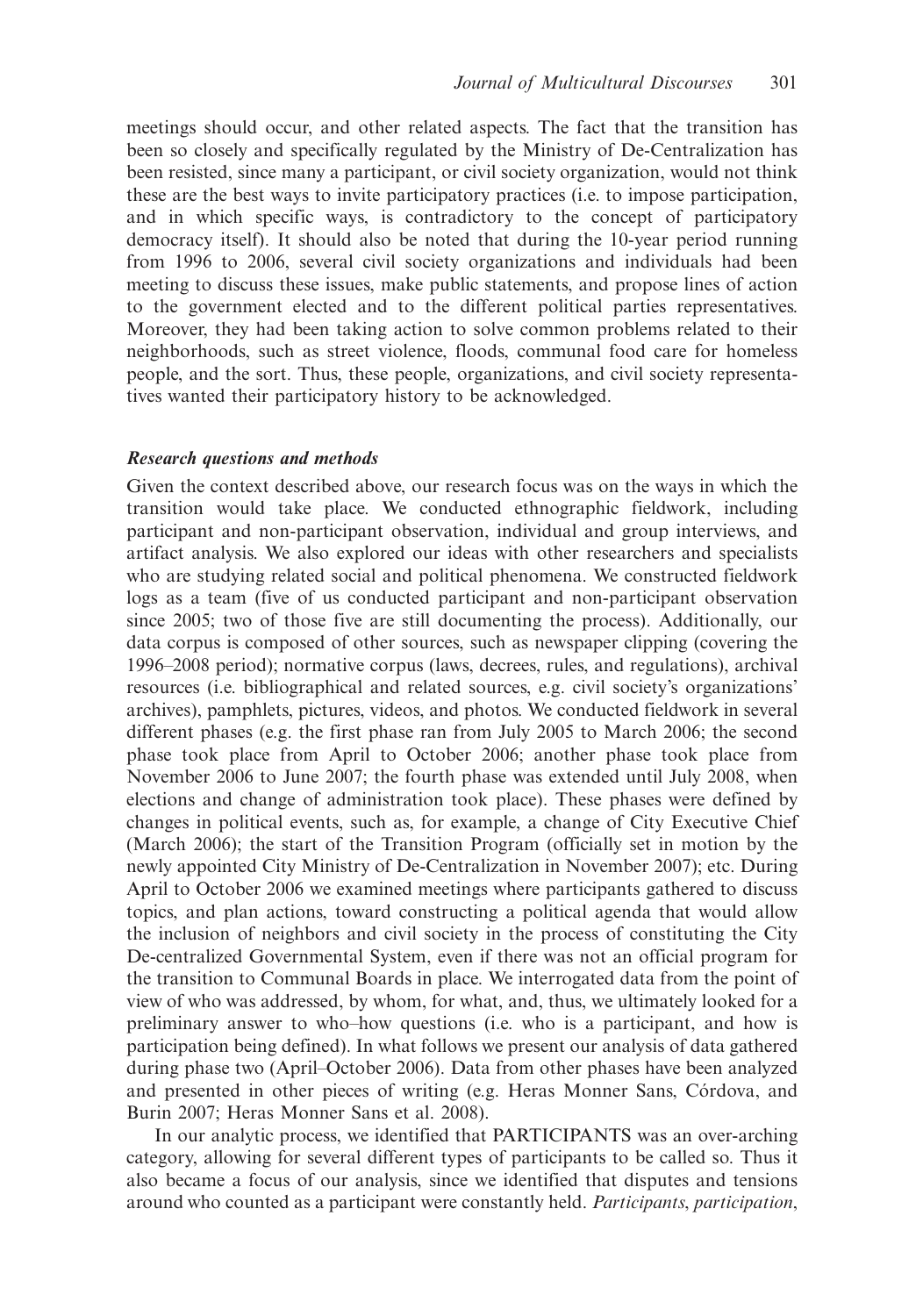meetings should occur, and other related aspects. The fact that the transition has been so closely and specifically regulated by the Ministry of De-Centralization has been resisted, since many a participant, or civil society organization, would not think these are the best ways to invite participatory practices (i.e. to impose participation, and in which specific ways, is contradictory to the concept of participatory democracy itself). It should also be noted that during the 10-year period running from 1996 to 2006, several civil society organizations and individuals had been meeting to discuss these issues, make public statements, and propose lines of action to the government elected and to the different political parties representatives. Moreover, they had been taking action to solve common problems related to their neighborhoods, such as street violence, floods, communal food care for homeless people, and the sort. Thus, these people, organizations, and civil society representatives wanted their participatory history to be acknowledged.

### *Research questions and methods*

Given the context described above, our research focus was on the ways in which the transition would take place. We conducted ethnographic fieldwork, including participant and non-participant observation, individual and group interviews, and artifact analysis. We also explored our ideas with other researchers and specialists who are studying related social and political phenomena. We constructed fieldwork logs as a team (five of us conducted participant and non-participant observation since 2005; two of those five are still documenting the process). Additionally, our data corpus is composed of other sources, such as newspaper clipping (covering the 1996–2008 period); normative corpus (laws, decrees, rules, and regulations), archival resources (i.e. bibliographical and related sources, e.g. civil society's organizations' archives), pamphlets, pictures, videos, and photos. We conducted fieldwork in several different phases (e.g. the first phase ran from July 2005 to March 2006; the second phase took place from April to October 2006; another phase took place from November 2006 to June 2007; the fourth phase was extended until July 2008, when elections and change of administration took place). These phases were defined by changes in political events, such as, for example, a change of City Executive Chief (March 2006); the start of the Transition Program (officially set in motion by the newly appointed City Ministry of De-Centralization in November 2007); etc. During April to October 2006 we examined meetings where participants gathered to discuss topics, and plan actions, toward constructing a political agenda that would allow the inclusion of neighbors and civil society in the process of constituting the City De-centralized Governmental System, even if there was not an official program for the transition to Communal Boards in place. We interrogated data from the point of view of who was addressed, by whom, for what, and, thus, we ultimately looked for a preliminary answer to who–how questions (i.e. who is a participant, and how is participation being defined). In what follows we present our analysis of data gathered during phase two (April–October 2006). Data from other phases have been analyzed and presented in other pieces of writing (e.g. Heras Monner Sans, Córdova, and Burin 2007; Heras Monner Sans et al. 2008).

In our analytic process, we identified that PARTICIPANTS was an over-arching category, allowing for several different types of participants to be called so. Thus it also became a focus of our analysis, since we identified that disputes and tensions around who counted as a participant were constantly held. *Participants*, *participation*,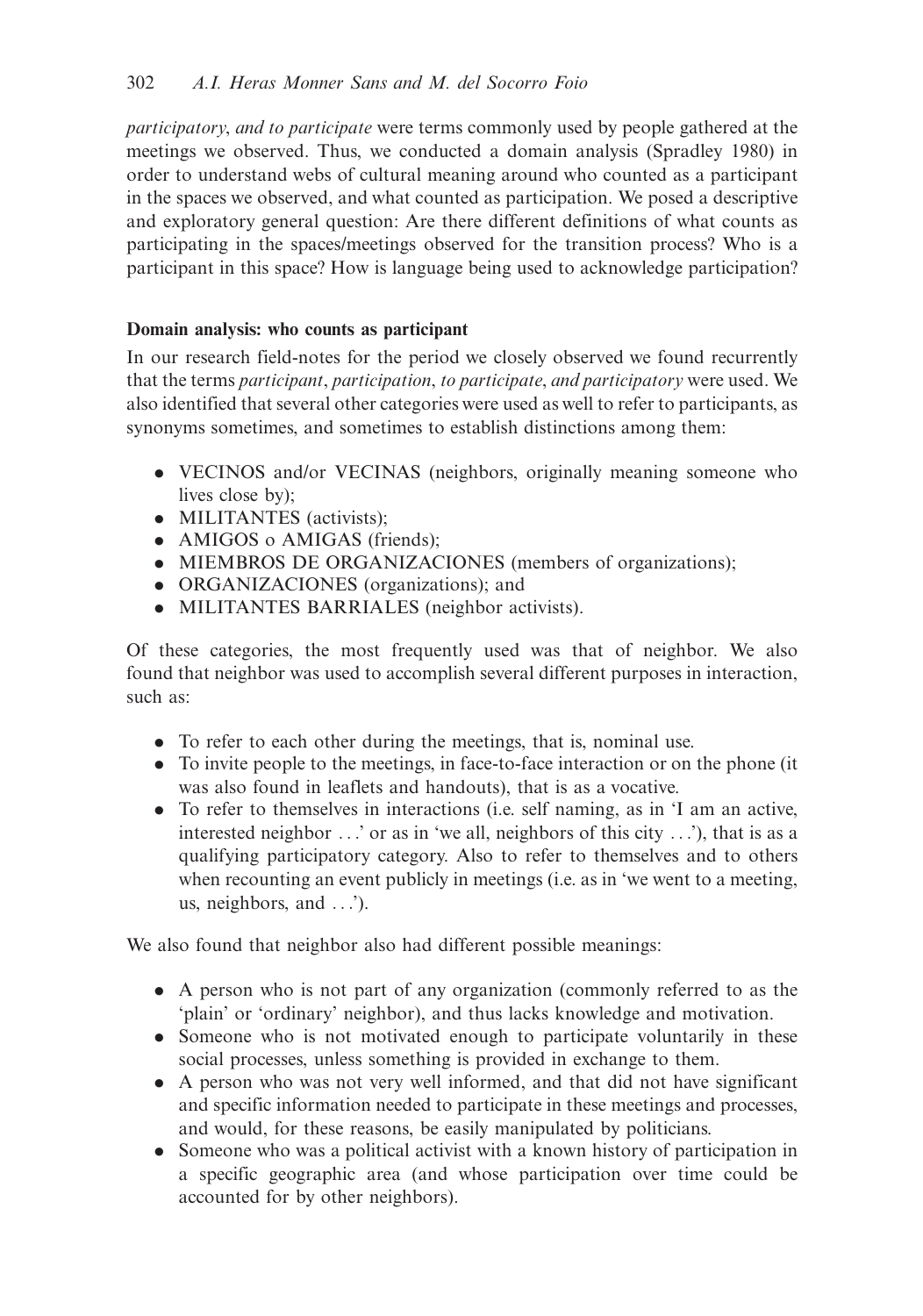*participatory*, *and to participate* were terms commonly used by people gathered at the meetings we observed. Thus, we conducted a domain analysis (Spradley 1980) in order to understand webs of cultural meaning around who counted as a participant in the spaces we observed, and what counted as participation. We posed a descriptive and exploratory general question: Are there different definitions of what counts as participating in the spaces/meetings observed for the transition process? Who is a participant in this space? How is language being used to acknowledge participation?

## Domain analysis: who counts as participant

In our research field-notes for the period we closely observed we found recurrently that the terms *participant*, *participation*, *to participate*, *and participatory* were used. We also identified that several other categories were used as well to refer to participants, as synonyms sometimes, and sometimes to establish distinctions among them:

- VECINOS and/or VECINAS (neighbors, originally meaning someone who lives close by);
- MILITANTES (activists);
- AMIGOS o AMIGAS (friends);
- MIEMBROS DE ORGANIZACIONES (members of organizations);
- ORGANIZACIONES (organizations); and
- MILITANTES BARRIALES (neighbor activists).

Of these categories, the most frequently used was that of neighbor. We also found that neighbor was used to accomplish several different purposes in interaction, such as:

- To refer to each other during the meetings, that is, nominal use.
- To invite people to the meetings, in face-to-face interaction or on the phone (it was also found in leaflets and handouts), that is as a vocative.
- To refer to themselves in interactions (i.e. self naming, as in 'I am an active, interested neighbor ...' or as in 'we all, neighbors of this city ...'), that is as a qualifying participatory category. Also to refer to themselves and to others when recounting an event publicly in meetings (i.e. as in 'we went to a meeting, us, neighbors, and ...').

We also found that neighbor also had different possible meanings:

- A person who is not part of any organization (commonly referred to as the 'plain' or 'ordinary' neighbor), and thus lacks knowledge and motivation.
- Someone who is not motivated enough to participate voluntarily in these social processes, unless something is provided in exchange to them.
- A person who was not very well informed, and that did not have significant and specific information needed to participate in these meetings and processes, and would, for these reasons, be easily manipulated by politicians.
- Someone who was a political activist with a known history of participation in a specific geographic area (and whose participation over time could be accounted for by other neighbors).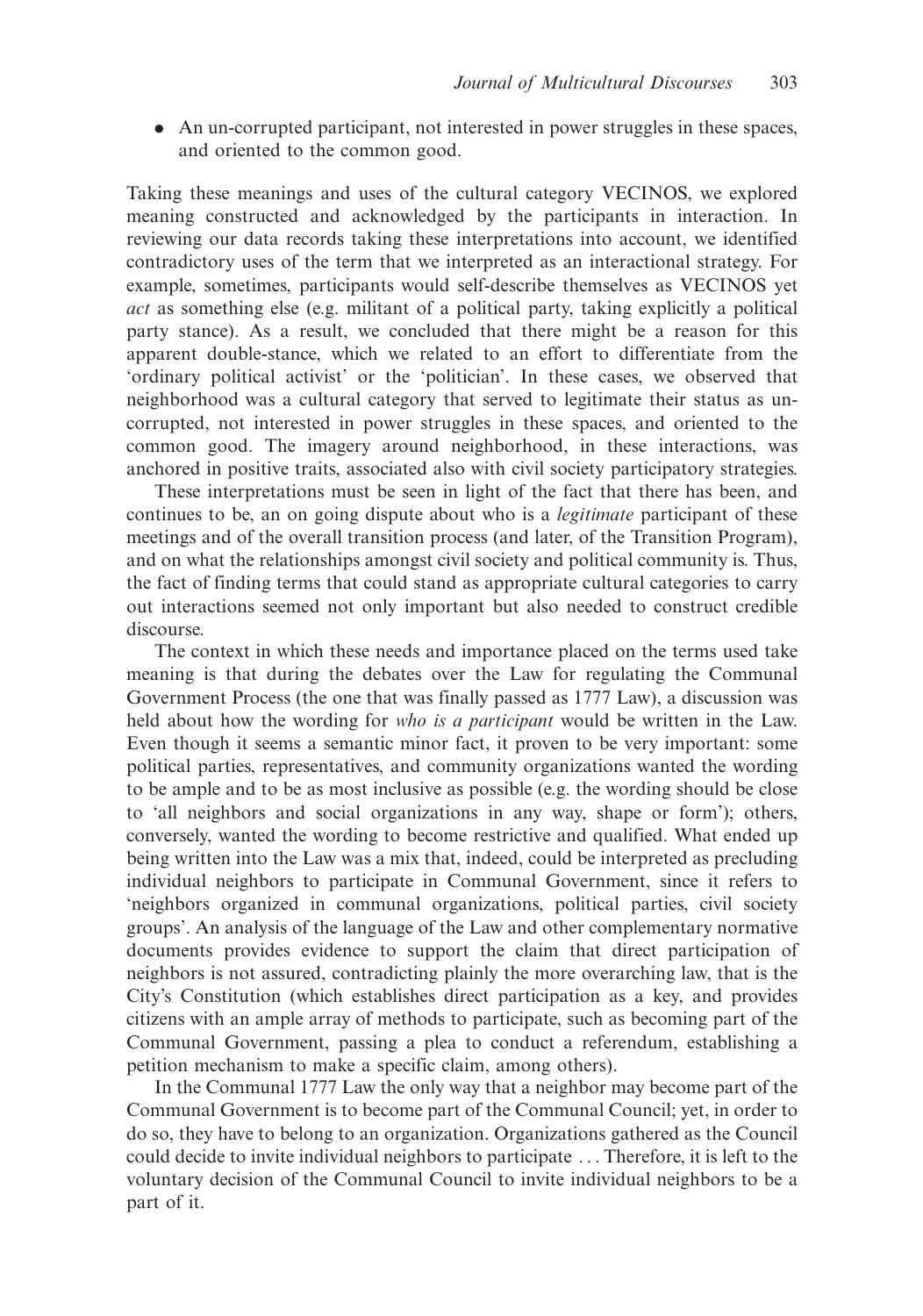- An un-corrupted participant, not interested in power struggles in these spaces, and oriented to the common good.

Taking these meanings and uses of the cultural category VECINOS, we explored meaning constructed and acknowledged by the participants in interaction. In reviewing our data records taking these interpretations into account, we identified contradictory uses of the term that we interpreted as an interactional strategy. For example, sometimes, participants would self-describe themselves as VECINOS yet *act* as something else (e.g. militant of a political party, taking explicitly a political party stance). As a result, we concluded that there might be a reason for this apparent double-stance, which we related to an effort to differentiate from the 'ordinary political activist' or the 'politician'. In these cases, we observed that neighborhood was a cultural category that served to legitimate their status as un-corrupted, not interested in power struggles in these spaces, and oriented to the common good. The imagery around neighborhood, in these interactions, was anchored in positive traits, associated also with civil society participatory strategies.

These interpretations must be seen in light of the fact that there has been, and continues to be, an on going dispute about who is a *legitimate* participant of these meetings and of the overall transition process (and later, of the Transition Program), and on what the relationships amongst civil society and political community is. Thus, the fact of finding terms that could stand as appropriate cultural categories to carry out interactions seemed not only important but also needed to construct credible discourse.

The context in which these needs and importance placed on the terms used take meaning is that during the debates over the Law for regulating the Communal Government Process (the one that was finally passed as 1777 Law), a discussion was held about how the wording for *who is a participant* would be written in the Law. Even though it seems a semantic minor fact, it proven to be very important: some political parties, representatives, and community organizations wanted the wording to be ample and to be as most inclusive as possible (e.g. the wording should be close to 'all neighbors and social organizations in any way, shape or form'); others, conversely, wanted the wording to become restrictive and qualified. What ended up being written into the Law was a mix that, indeed, could be interpreted as precluding individual neighbors to participate in Communal Government, since it refers to 'neighbors organized in communal organizations, political parties, civil society groups'. An analysis of the language of the Law and other complementary normative documents provides evidence to support the claim that direct participation of neighbors is not assured, contradicting plainly the more overarching law, that is the City's Constitution (which establishes direct participation as a key, and provides citizens with an ample array of methods to participate, such as becoming part of the Communal Government, passing a plea to conduct a referendum, establishing a petition mechanism to make a specific claim, among others).

In the Communal 1777 Law the only way that a neighbor may become part of the Communal Government is to become part of the Communal Council; yet, in order to do so, they have to belong to an organization. Organizations gathered as the Council could decide to invite individual neighbors to participate ... Therefore, it is left to the voluntary decision of the Communal Council to invite individual neighbors to be a part of it.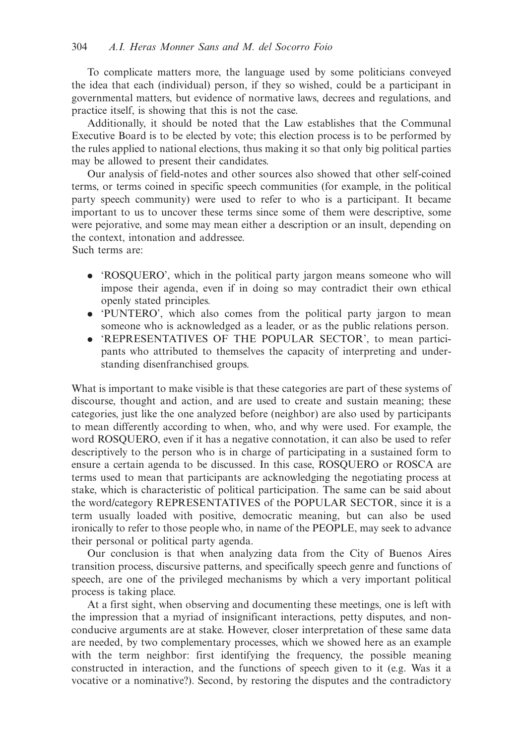To complicate matters more, the language used by some politicians conveyed the idea that each (individual) person, if they so wished, could be a participant in governmental matters, but evidence of normative laws, decrees and regulations, and practice itself, is showing that this is not the case.

Additionally, it should be noted that the Law establishes that the Communal Executive Board is to be elected by vote; this election process is to be performed by the rules applied to national elections, thus making it so that only big political parties may be allowed to present their candidates.

Our analysis of field-notes and other sources also showed that other self-coined terms, or terms coined in specific speech communities (for example, in the political party speech community) were used to refer to who is a participant. It became important to us to uncover these terms since some of them were descriptive, some were pejorative, and some may mean either a description or an insult, depending on the context, intonation and addressee.
Such terms are:

- 'ROSQUERO', which in the political party jargon means someone who will impose their agenda, even if in doing so may contradict their own ethical openly stated principles.
- 'PUNTERO', which also comes from the political party jargon to mean someone who is acknowledged as a leader, or as the public relations person.
- 'REPRESENTATIVES OF THE POPULAR SECTOR', to mean participants who attributed to themselves the capacity of interpreting and understanding disenfranchised groups.

What is important to make visible is that these categories are part of these systems of discourse, thought and action, and are used to create and sustain meaning; these categories, just like the one analyzed before (neighbor) are also used by participants to mean differently according to when, who, and why were used. For example, the word ROSQUERO, even if it has a negative connotation, it can also be used to refer descriptively to the person who is in charge of participating in a sustained form to ensure a certain agenda to be discussed. In this case, ROSQUERO or ROSCA are terms used to mean that participants are acknowledging the negotiating process at stake, which is characteristic of political participation. The same can be said about the word/category REPRESENTATIVES of the POPULAR SECTOR, since it is a term usually loaded with positive, democratic meaning, but can also be used ironically to refer to those people who, in name of the PEOPLE, may seek to advance their personal or political party agenda.

Our conclusion is that when analyzing data from the City of Buenos Aires transition process, discursive patterns, and specifically speech genre and functions of speech, are one of the privileged mechanisms by which a very important political process is taking place.

At a first sight, when observing and documenting these meetings, one is left with the impression that a myriad of insignificant interactions, petty disputes, and non-conducive arguments are at stake. However, closer interpretation of these same data are needed, by two complementary processes, which we showed here as an example with the term neighbor: first identifying the frequency, the possible meaning constructed in interaction, and the functions of speech given to it (e.g. Was it a vocative or a nominative?). Second, by restoring the disputes and the contradictory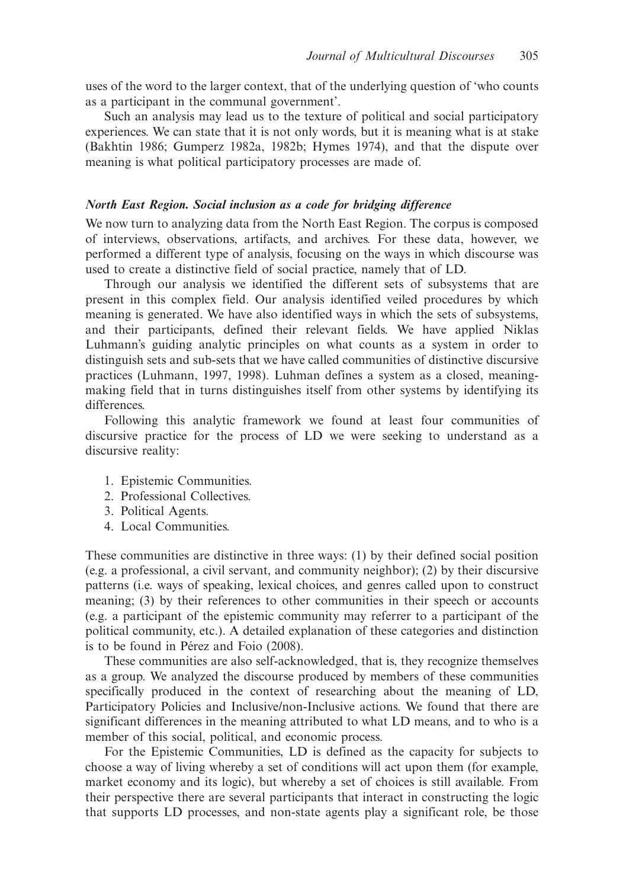uses of the word to the larger context, that of the underlying question of 'who counts as a participant in the communal government'.

Such an analysis may lead us to the texture of political and social participatory experiences. We can state that it is not only words, but it is meaning what is at stake (Bakhtin 1986; Gumperz 1982a, 1982b; Hymes 1974), and that the dispute over meaning is what political participatory processes are made of.

### *North East Region. Social inclusion as a code for bridging difference*

We now turn to analyzing data from the North East Region. The corpus is composed of interviews, observations, artifacts, and archives. For these data, however, we performed a different type of analysis, focusing on the ways in which discourse was used to create a distinctive field of social practice, namely that of LD.

Through our analysis we identified the different sets of subsystems that are present in this complex field. Our analysis identified veiled procedures by which meaning is generated. We have also identified ways in which the sets of subsystems, and their participants, defined their relevant fields. We have applied Niklas Luhmann's guiding analytic principles on what counts as a system in order to distinguish sets and sub-sets that we have called communities of distinctive discursive practices (Luhmann, 1997, 1998). Luhman defines a system as a closed, meaning-making field that in turns distinguishes itself from other systems by identifying its differences.

Following this analytic framework we found at least four communities of discursive practice for the process of LD we were seeking to understand as a discursive reality:

1. Epistemic Communities.
2. Professional Collectives.
3. Political Agents.
4. Local Communities.

These communities are distinctive in three ways: (1) by their defined social position (e.g. a professional, a civil servant, and community neighbor); (2) by their discursive patterns (i.e. ways of speaking, lexical choices, and genres called upon to construct meaning; (3) by their references to other communities in their speech or accounts (e.g. a participant of the epistemic community may referrer to a participant of the political community, etc.). A detailed explanation of these categories and distinction is to be found in Pérez and Foio (2008).

These communities are also self-acknowledged, that is, they recognize themselves as a group. We analyzed the discourse produced by members of these communities specifically produced in the context of researching about the meaning of LD, Participatory Policies and Inclusive/non-Inclusive actions. We found that there are significant differences in the meaning attributed to what LD means, and to who is a member of this social, political, and economic process.

For the Epistemic Communities, LD is defined as the capacity for subjects to choose a way of living whereby a set of conditions will act upon them (for example, market economy and its logic), but whereby a set of choices is still available. From their perspective there are several participants that interact in constructing the logic that supports LD processes, and non-state agents play a significant role, be those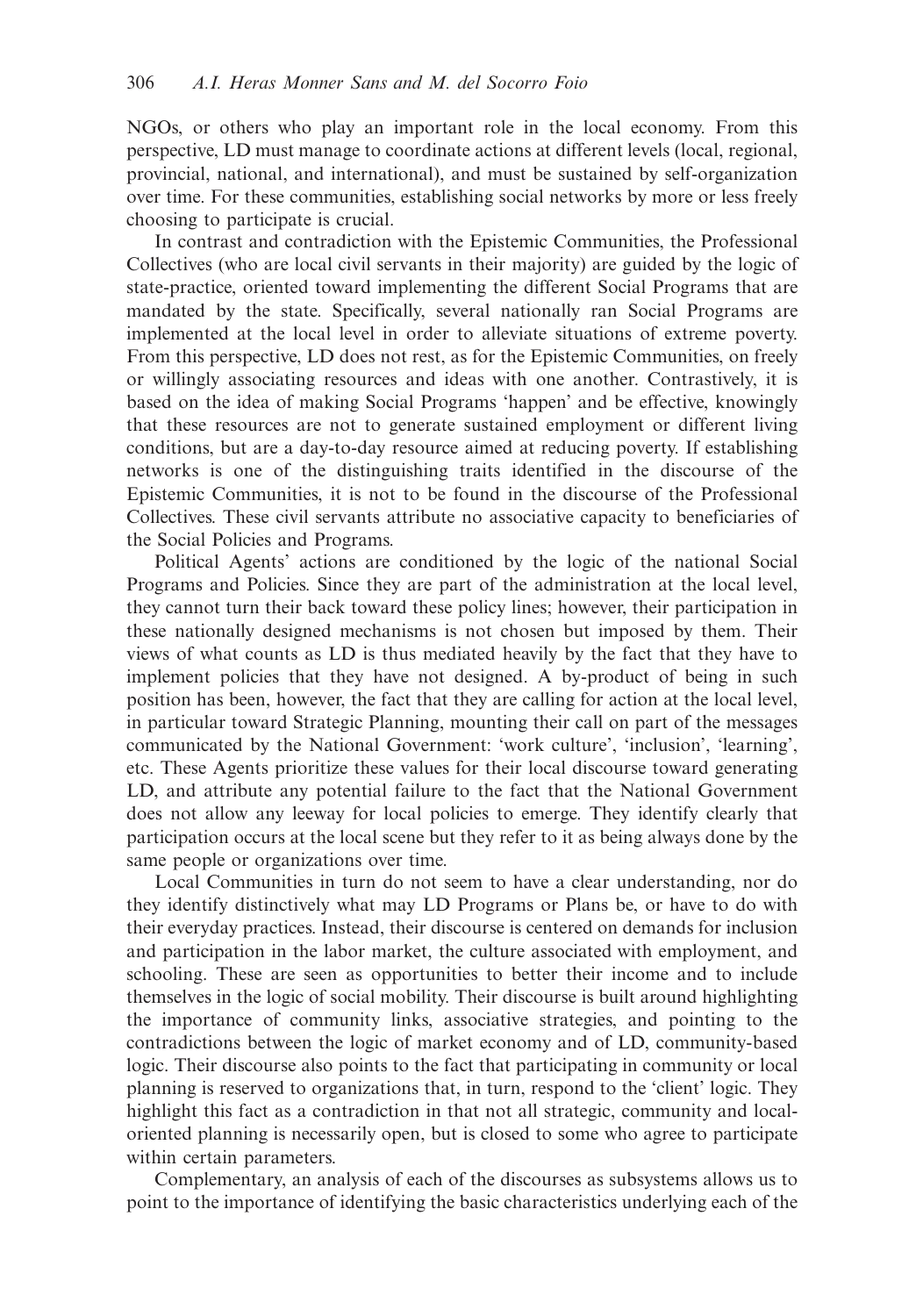NGOs, or others who play an important role in the local economy. From this perspective, LD must manage to coordinate actions at different levels (local, regional, provincial, national, and international), and must be sustained by self-organization over time. For these communities, establishing social networks by more or less freely choosing to participate is crucial.

In contrast and contradiction with the Epistemic Communities, the Professional Collectives (who are local civil servants in their majority) are guided by the logic of state-practice, oriented toward implementing the different Social Programs that are mandated by the state. Specifically, several nationally ran Social Programs are implemented at the local level in order to alleviate situations of extreme poverty. From this perspective, LD does not rest, as for the Epistemic Communities, on freely or willingly associating resources and ideas with one another. Contrastively, it is based on the idea of making Social Programs 'happen' and be effective, knowingly that these resources are not to generate sustained employment or different living conditions, but are a day-to-day resource aimed at reducing poverty. If establishing networks is one of the distinguishing traits identified in the discourse of the Epistemic Communities, it is not to be found in the discourse of the Professional Collectives. These civil servants attribute no associative capacity to beneficiaries of the Social Policies and Programs.

Political Agents' actions are conditioned by the logic of the national Social Programs and Policies. Since they are part of the administration at the local level, they cannot turn their back toward these policy lines; however, their participation in these nationally designed mechanisms is not chosen but imposed by them. Their views of what counts as LD is thus mediated heavily by the fact that they have to implement policies that they have not designed. A by-product of being in such position has been, however, the fact that they are calling for action at the local level, in particular toward Strategic Planning, mounting their call on part of the messages communicated by the National Government: 'work culture', 'inclusion', 'learning', etc. These Agents prioritize these values for their local discourse toward generating LD, and attribute any potential failure to the fact that the National Government does not allow any leeway for local policies to emerge. They identify clearly that participation occurs at the local scene but they refer to it as being always done by the same people or organizations over time.

Local Communities in turn do not seem to have a clear understanding, nor do they identify distinctively what may LD Programs or Plans be, or have to do with their everyday practices. Instead, their discourse is centered on demands for inclusion and participation in the labor market, the culture associated with employment, and schooling. These are seen as opportunities to better their income and to include themselves in the logic of social mobility. Their discourse is built around highlighting the importance of community links, associative strategies, and pointing to the contradictions between the logic of market economy and of LD, community-based logic. Their discourse also points to the fact that participating in community or local planning is reserved to organizations that, in turn, respond to the 'client' logic. They highlight this fact as a contradiction in that not all strategic, community and local-oriented planning is necessarily open, but is closed to some who agree to participate within certain parameters.

Complementary, an analysis of each of the discourses as subsystems allows us to point to the importance of identifying the basic characteristics underlying each of the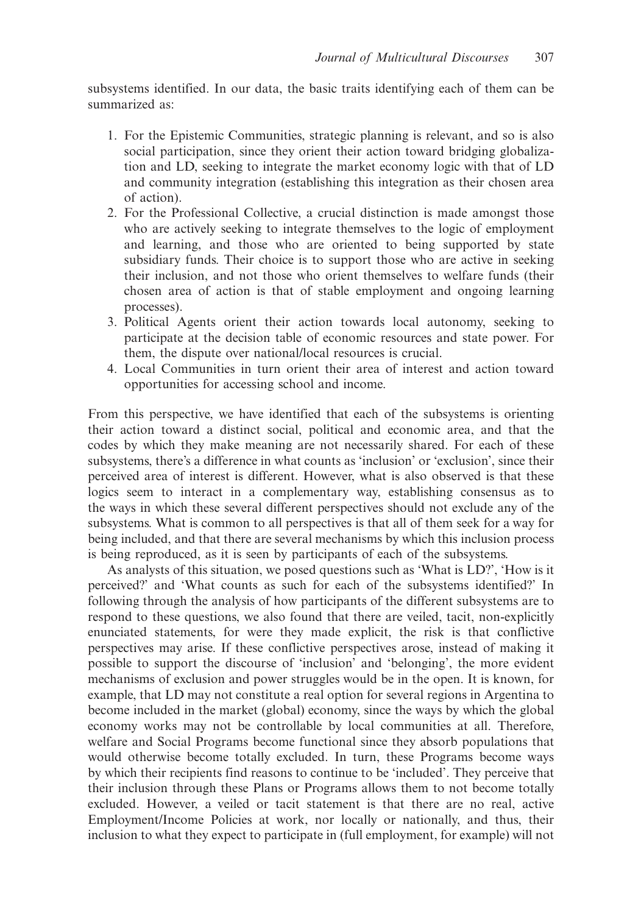subsystems identified. In our data, the basic traits identifying each of them can be summarized as:

1. For the Epistemic Communities, strategic planning is relevant, and so is also social participation, since they orient their action toward bridging globalization and LD, seeking to integrate the market economy logic with that of LD and community integration (establishing this integration as their chosen area of action).
2. For the Professional Collective, a crucial distinction is made amongst those who are actively seeking to integrate themselves to the logic of employment and learning, and those who are oriented to being supported by state subsidiary funds. Their choice is to support those who are active in seeking their inclusion, and not those who orient themselves to welfare funds (their chosen area of action is that of stable employment and ongoing learning processes).
3. Political Agents orient their action towards local autonomy, seeking to participate at the decision table of economic resources and state power. For them, the dispute over national/local resources is crucial.
4. Local Communities in turn orient their area of interest and action toward opportunities for accessing school and income.

From this perspective, we have identified that each of the subsystems is orienting their action toward a distinct social, political and economic area, and that the codes by which they make meaning are not necessarily shared. For each of these subsystems, there's a difference in what counts as 'inclusion' or 'exclusion', since their perceived area of interest is different. However, what is also observed is that these logics seem to interact in a complementary way, establishing consensus as to the ways in which these several different perspectives should not exclude any of the subsystems. What is common to all perspectives is that all of them seek for a way for being included, and that there are several mechanisms by which this inclusion process is being reproduced, as it is seen by participants of each of the subsystems.

As analysts of this situation, we posed questions such as 'What is LD?', 'How is it perceived?' and 'What counts as such for each of the subsystems identified?' In following through the analysis of how participants of the different subsystems are to respond to these questions, we also found that there are veiled, tacit, non-explicitly enunciated statements, for were they made explicit, the risk is that conflictive perspectives may arise. If these conflictive perspectives arose, instead of making it possible to support the discourse of 'inclusion' and 'belonging', the more evident mechanisms of exclusion and power struggles would be in the open. It is known, for example, that LD may not constitute a real option for several regions in Argentina to become included in the market (global) economy, since the ways by which the global economy works may not be controllable by local communities at all. Therefore, welfare and Social Programs become functional since they absorb populations that would otherwise become totally excluded. In turn, these Programs become ways by which their recipients find reasons to continue to be 'included'. They perceive that their inclusion through these Plans or Programs allows them to not become totally excluded. However, a veiled or tacit statement is that there are no real, active Employment/Income Policies at work, nor locally or nationally, and thus, their inclusion to what they expect to participate in (full employment, for example) will not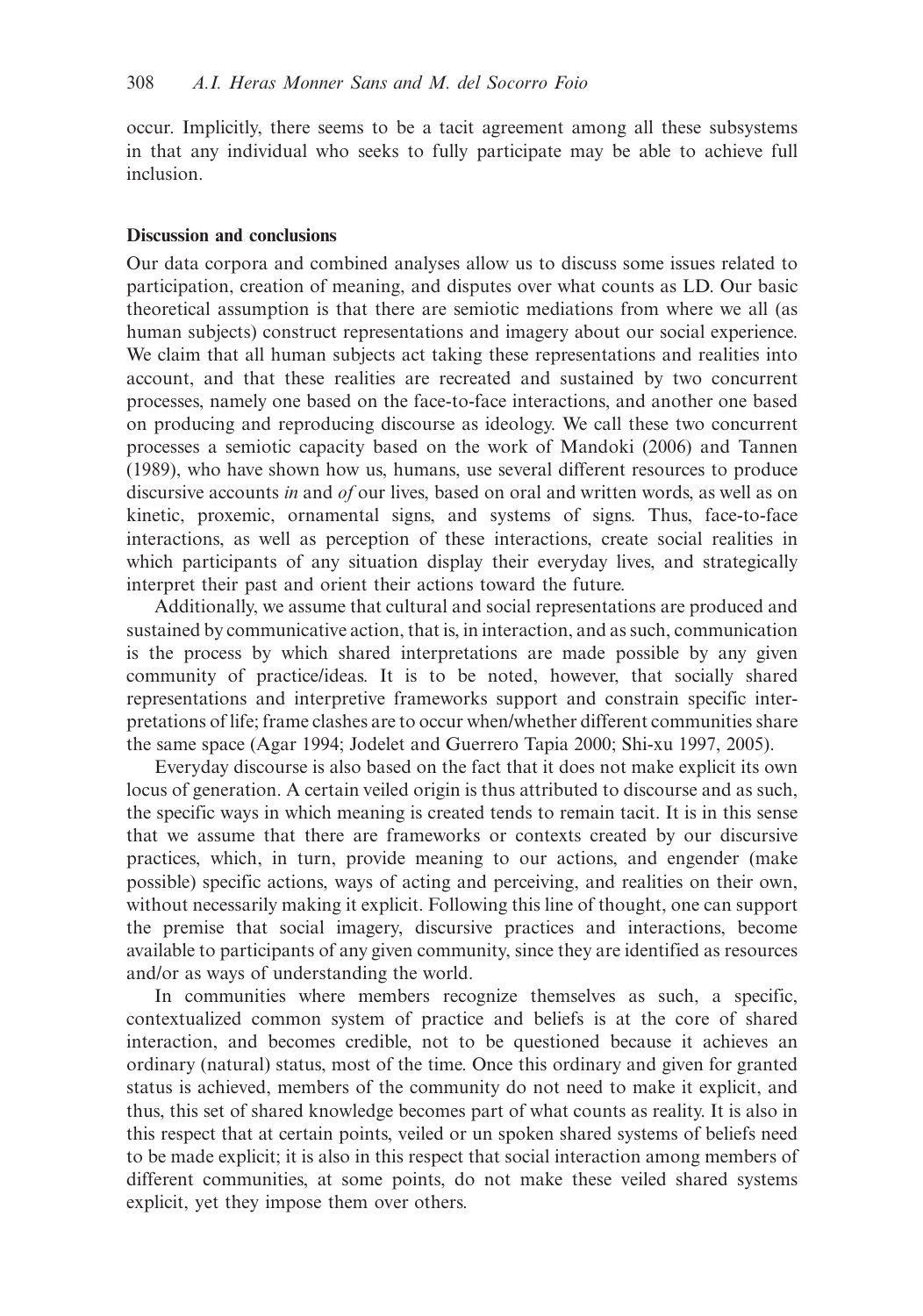occur. Implicitly, there seems to be a tacit agreement among all these subsystems in that any individual who seeks to fully participate may be able to achieve full inclusion.

## Discussion and conclusions

Our data corpora and combined analyses allow us to discuss some issues related to participation, creation of meaning, and disputes over what counts as LD. Our basic theoretical assumption is that there are semiotic mediations from where we all (as human subjects) construct representations and imagery about our social experience. We claim that all human subjects act taking these representations and realities into account, and that these realities are recreated and sustained by two concurrent processes, namely one based on the face-to-face interactions, and another one based on producing and reproducing discourse as ideology. We call these two concurrent processes a semiotic capacity based on the work of Mandoki (2006) and Tannen (1989), who have shown how us, humans, use several different resources to produce discursive accounts *in* and *of* our lives, based on oral and written words, as well as on kinetic, proxemic, ornamental signs, and systems of signs. Thus, face-to-face interactions, as well as perception of these interactions, create social realities in which participants of any situation display their everyday lives, and strategically interpret their past and orient their actions toward the future.

Additionally, we assume that cultural and social representations are produced and sustained by communicative action, that is, in interaction, and as such, communication is the process by which shared interpretations are made possible by any given community of practice/ideas. It is to be noted, however, that socially shared representations and interpretive frameworks support and constrain specific interpretations of life; frame clashes are to occur when/whether different communities share the same space (Agar 1994; Jodelet and Guerrero Tapia 2000; Shi-xu 1997, 2005).

Everyday discourse is also based on the fact that it does not make explicit its own locus of generation. A certain veiled origin is thus attributed to discourse and as such, the specific ways in which meaning is created tends to remain tacit. It is in this sense that we assume that there are frameworks or contexts created by our discursive practices, which, in turn, provide meaning to our actions, and engender (make possible) specific actions, ways of acting and perceiving, and realities on their own, without necessarily making it explicit. Following this line of thought, one can support the premise that social imagery, discursive practices and interactions, become available to participants of any given community, since they are identified as resources and/or as ways of understanding the world.

In communities where members recognize themselves as such, a specific, contextualized common system of practice and beliefs is at the core of shared interaction, and becomes credible, not to be questioned because it achieves an ordinary (natural) status, most of the time. Once this ordinary and given for granted status is achieved, members of the community do not need to make it explicit, and thus, this set of shared knowledge becomes part of what counts as reality. It is also in this respect that at certain points, veiled or un spoken shared systems of beliefs need to be made explicit; it is also in this respect that social interaction among members of different communities, at some points, do not make these veiled shared systems explicit, yet they impose them over others.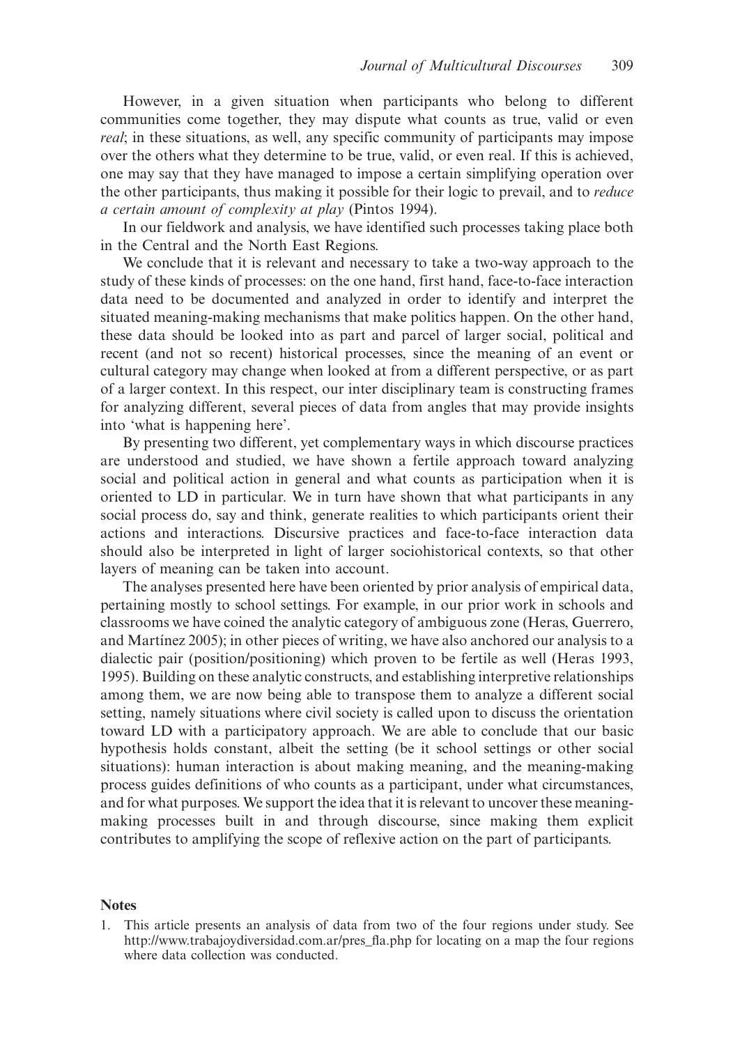However, in a given situation when participants who belong to different communities come together, they may dispute what counts as true, valid or even *real*; in these situations, as well, any specific community of participants may impose over the others what they determine to be true, valid, or even real. If this is achieved, one may say that they have managed to impose a certain simplifying operation over the other participants, thus making it possible for their logic to prevail, and to *reduce a certain amount of complexity at play* (Pintos 1994).

In our fieldwork and analysis, we have identified such processes taking place both in the Central and the North East Regions.

We conclude that it is relevant and necessary to take a two-way approach to the study of these kinds of processes: on the one hand, first hand, face-to-face interaction data need to be documented and analyzed in order to identify and interpret the situated meaning-making mechanisms that make politics happen. On the other hand, these data should be looked into as part and parcel of larger social, political and recent (and not so recent) historical processes, since the meaning of an event or cultural category may change when looked at from a different perspective, or as part of a larger context. In this respect, our inter disciplinary team is constructing frames for analyzing different, several pieces of data from angles that may provide insights into 'what is happening here'.

By presenting two different, yet complementary ways in which discourse practices are understood and studied, we have shown a fertile approach toward analyzing social and political action in general and what counts as participation when it is oriented to LD in particular. We in turn have shown that what participants in any social process do, say and think, generate realities to which participants orient their actions and interactions. Discursive practices and face-to-face interaction data should also be interpreted in light of larger sociohistorical contexts, so that other layers of meaning can be taken into account.

The analyses presented here have been oriented by prior analysis of empirical data, pertaining mostly to school settings. For example, in our prior work in schools and classrooms we have coined the analytic category of ambiguous zone (Heras, Guerrero, and Martínez 2005); in other pieces of writing, we have also anchored our analysis to a dialectic pair (position/positioning) which proven to be fertile as well (Heras 1993, 1995). Building on these analytic constructs, and establishing interpretive relationships among them, we are now being able to transpose them to analyze a different social setting, namely situations where civil society is called upon to discuss the orientation toward LD with a participatory approach. We are able to conclude that our basic hypothesis holds constant, albeit the setting (be it school settings or other social situations): human interaction is about making meaning, and the meaning-making process guides definitions of who counts as a participant, under what circumstances, and for what purposes. We support the idea that it is relevant to uncover these meaning-making processes built in and through discourse, since making them explicit contributes to amplifying the scope of reflexive action on the part of participants.

## Notes

1. This article presents an analysis of data from two of the four regions under study. See http://www.trabajoydiversidad.com.ar/pres_fla.php for locating on a map the four regions where data collection was conducted.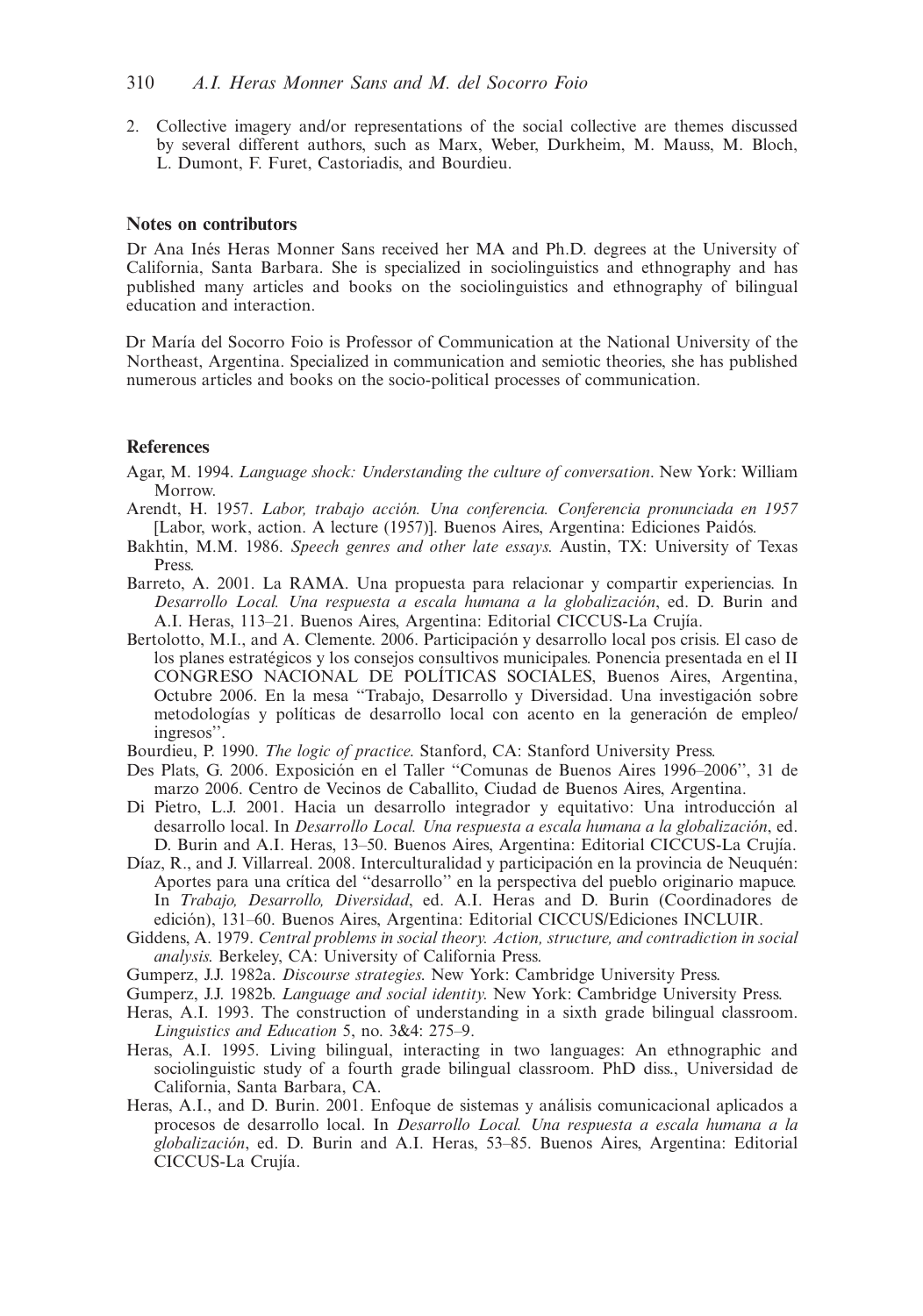2. Collective imagery and/or representations of the social collective are themes discussed by several different authors, such as Marx, Weber, Durkheim, M. Mauss, M. Bloch, L. Dumont, F. Furet, Castoriadis, and Bourdieu.

## Notes on contributors

Dr Ana Inés Heras Monner Sans received her MA and Ph.D. degrees at the University of California, Santa Barbara. She is specialized in sociolinguistics and ethnography and has published many articles and books on the sociolinguistics and ethnography of bilingual education and interaction.

Dr María del Socorro Foio is Professor of Communication at the National University of the Northeast, Argentina. Specialized in communication and semiotic theories, she has published numerous articles and books on the socio-political processes of communication.

## References

Agar, M. 1994. *Language shock: Understanding the culture of conversation*. New York: William Morrow.

Arendt, H. 1957. *Labor, trabajo acción. Una conferencia. Conferencia pronunciada en 1957* [Labor, work, action. A lecture (1957)]. Buenos Aires, Argentina: Ediciones Paidós.

Bakhtin, M.M. 1986. *Speech genres and other late essays*. Austin, TX: University of Texas Press.

Barreto, A. 2001. La RAMA. Una propuesta para relacionar y compartir experiencias. In *Desarrollo Local. Una respuesta a escala humana a la globalización*, ed. D. Burin and A.I. Heras, 113–21. Buenos Aires, Argentina: Editorial CICCUS-La Crujía.

Bertolotto, M.I., and A. Clemente. 2006. Participación y desarrollo local pos crisis. El caso de los planes estratégicos y los consejos consultivos municipales. Ponencia presentada en el II CONGRESO NACIONAL DE POLÍTICAS SOCIALES, Buenos Aires, Argentina, Octubre 2006. En la mesa "Trabajo, Desarrollo y Diversidad. Una investigación sobre metodologías y políticas de desarrollo local con acento en la generación de empleo/ingresos".

Bourdieu, P. 1990. *The logic of practice*. Stanford, CA: Stanford University Press.

Des Plats, G. 2006. Exposición en el Taller "Comunas de Buenos Aires 1996–2006", 31 de marzo 2006. Centro de Vecinos de Caballito, Ciudad de Buenos Aires, Argentina.

Di Pietro, L.J. 2001. Hacia un desarrollo integrador y equitativo: Una introducción al desarrollo local. In *Desarrollo Local. Una respuesta a escala humana a la globalización*, ed. D. Burin and A.I. Heras, 13–50. Buenos Aires, Argentina: Editorial CICCUS-La Crujía.

Díaz, R., and J. Villarreal. 2008. Interculturalidad y participación en la provincia de Neuquén: Aportes para una crítica del "desarrollo" en la perspectiva del pueblo originario mapuce. In *Trabajo, Desarrollo, Diversidad*, ed. A.I. Heras and D. Burin (Coordinadores de edición), 131–60. Buenos Aires, Argentina: Editorial CICCUS/Ediciones INCLUIR.

Giddens, A. 1979. *Central problems in social theory. Action, structure, and contradiction in social analysis*. Berkeley, CA: University of California Press.

Gumperz, J.J. 1982a. *Discourse strategies*. New York: Cambridge University Press.

Gumperz, J.J. 1982b. *Language and social identity*. New York: Cambridge University Press.

Heras, A.I. 1993. The construction of understanding in a sixth grade bilingual classroom. *Linguistics and Education* 5, no. 3&4: 275–9.

Heras, A.I. 1995. Living bilingual, interacting in two languages: An ethnographic and sociolinguistic study of a fourth grade bilingual classroom. PhD diss., Universidad de California, Santa Barbara, CA.

Heras, A.I., and D. Burin. 2001. Enfoque de sistemas y análisis comunicacional aplicados a procesos de desarrollo local. In *Desarrollo Local. Una respuesta a escala humana a la globalización*, ed. D. Burin and A.I. Heras, 53–85. Buenos Aires, Argentina: Editorial CICCUS-La Crujía.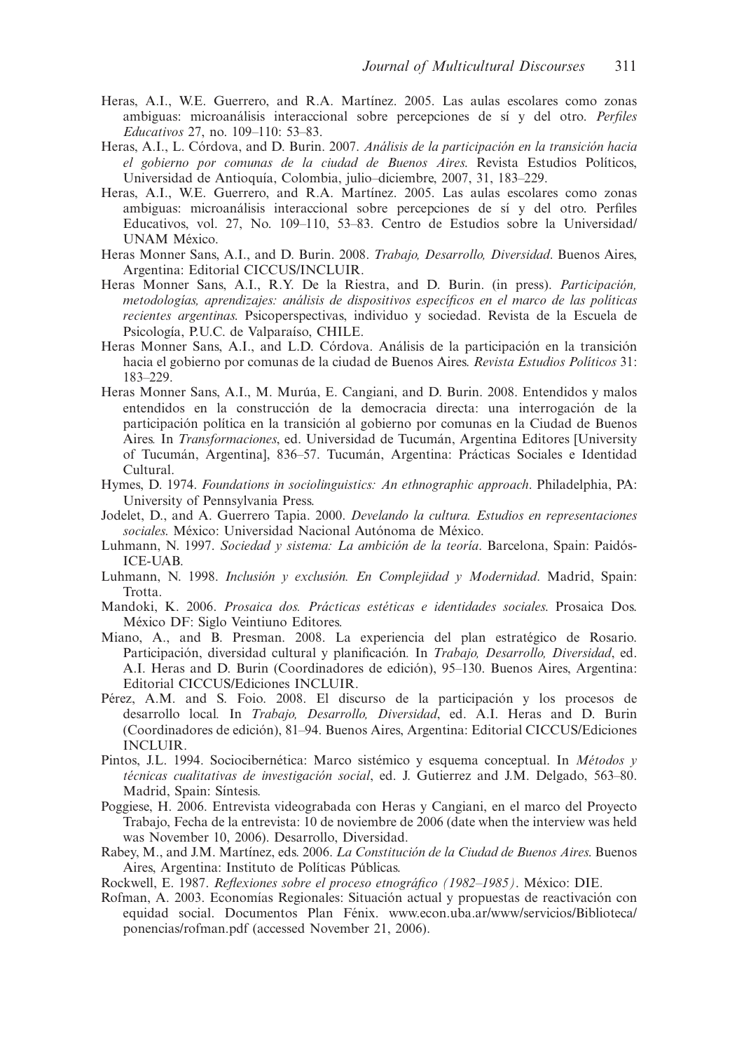Heras, A.I., W.E. Guerrero, and R.A. Martínez. 2005. Las aulas escolares como zonas ambiguas: microanálisis interaccional sobre percepciones de sí y del otro. *Perfiles Educativos* 27, no. 109–110: 53–83.

Heras, A.I., L. Córdova, and D. Burin. 2007. *Análisis de la participación en la transición hacia el gobierno por comunas de la ciudad de Buenos Aires*. Revista Estudios Políticos, Universidad de Antioquía, Colombia, julio–diciembre, 2007, 31, 183–229.

Heras, A.I., W.E. Guerrero, and R.A. Martínez. 2005. Las aulas escolares como zonas ambiguas: microanálisis interaccional sobre percepciones de sí y del otro. Perfiles Educativos, vol. 27, No. 109–110, 53–83. Centro de Estudios sobre la Universidad/ UNAM México.

Heras Monner Sans, A.I., and D. Burin. 2008. *Trabajo, Desarrollo, Diversidad*. Buenos Aires, Argentina: Editorial CICCUS/INCLUIR.

Heras Monner Sans, A.I., R.Y. De la Riestra, and D. Burin. (in press). *Participación, metodologías, aprendizajes: análisis de dispositivos específicos en el marco de las políticas recientes argentinas*. Psicoperspectivas, individuo y sociedad. Revista de la Escuela de Psicología, P.U.C. de Valparaíso, CHILE.

Heras Monner Sans, A.I., and L.D. Córdova. Análisis de la participación en la transición hacia el gobierno por comunas de la ciudad de Buenos Aires. *Revista Estudios Políticos* 31: 183–229.

Heras Monner Sans, A.I., M. Murúa, E. Cangiani, and D. Burin. 2008. Entendidos y malos entendidos en la construcción de la democracia directa: una interrogación de la participación política en la transición al gobierno por comunas en la Ciudad de Buenos Aires. In *Transformaciones*, ed. Universidad de Tucumán, Argentina Editores [University of Tucumán, Argentina], 836–57. Tucumán, Argentina: Prácticas Sociales e Identidad Cultural.

Hymes, D. 1974. *Foundations in sociolinguistics: An ethnographic approach*. Philadelphia, PA: University of Pennsylvania Press.

Jodelet, D., and A. Guerrero Tapia. 2000. *Develando la cultura. Estudios en representaciones sociales*. México: Universidad Nacional Autónoma de México.

Luhmann, N. 1997. *Sociedad y sistema: La ambición de la teoría*. Barcelona, Spain: Paidós-ICE-UAB.

Luhmann, N. 1998. *Inclusión y exclusión. En Complejidad y Modernidad*. Madrid, Spain: Trotta.

Mandoki, K. 2006. *Prosaica dos. Prácticas estéticas e identidades sociales*. Prosaica Dos. México DF: Siglo Veintiuno Editores.

Miano, A., and B. Presman. 2008. La experiencia del plan estratégico de Rosario. Participación, diversidad cultural y planificación. In *Trabajo, Desarrollo, Diversidad*, ed. A.I. Heras and D. Burin (Coordinadores de edición), 95–130. Buenos Aires, Argentina: Editorial CICCUS/Ediciones INCLUIR.

Pérez, A.M. and S. Foio. 2008. El discurso de la participación y los procesos de desarrollo local. In *Trabajo, Desarrollo, Diversidad*, ed. A.I. Heras and D. Burin (Coordinadores de edición), 81–94. Buenos Aires, Argentina: Editorial CICCUS/Ediciones INCLUIR.

Pintos, J.L. 1994. Sociocibernética: Marco sistémico y esquema conceptual. In *Métodos y técnicas cualitativas de investigación social*, ed. J. Gutierrez and J.M. Delgado, 563–80. Madrid, Spain: Síntesis.

Poggiese, H. 2006. Entrevista videograbada con Heras y Cangiani, en el marco del Proyecto Trabajo, Fecha de la entrevista: 10 de noviembre de 2006 (date when the interview was held was November 10, 2006). Desarrollo, Diversidad.

Rabey, M., and J.M. Martínez, eds. 2006. *La Constitución de la Ciudad de Buenos Aires*. Buenos Aires, Argentina: Instituto de Políticas Públicas.

Rockwell, E. 1987. *Reflexiones sobre el proceso etnográfico (1982–1985)*. México: DIE.

Rofman, A. 2003. Economías Regionales: Situación actual y propuestas de reactivación con equidad social. Documentos Plan Fénix. www.econ.uba.ar/www/servicios/Biblioteca/ponencias/rofman.pdf (accessed November 21, 2006).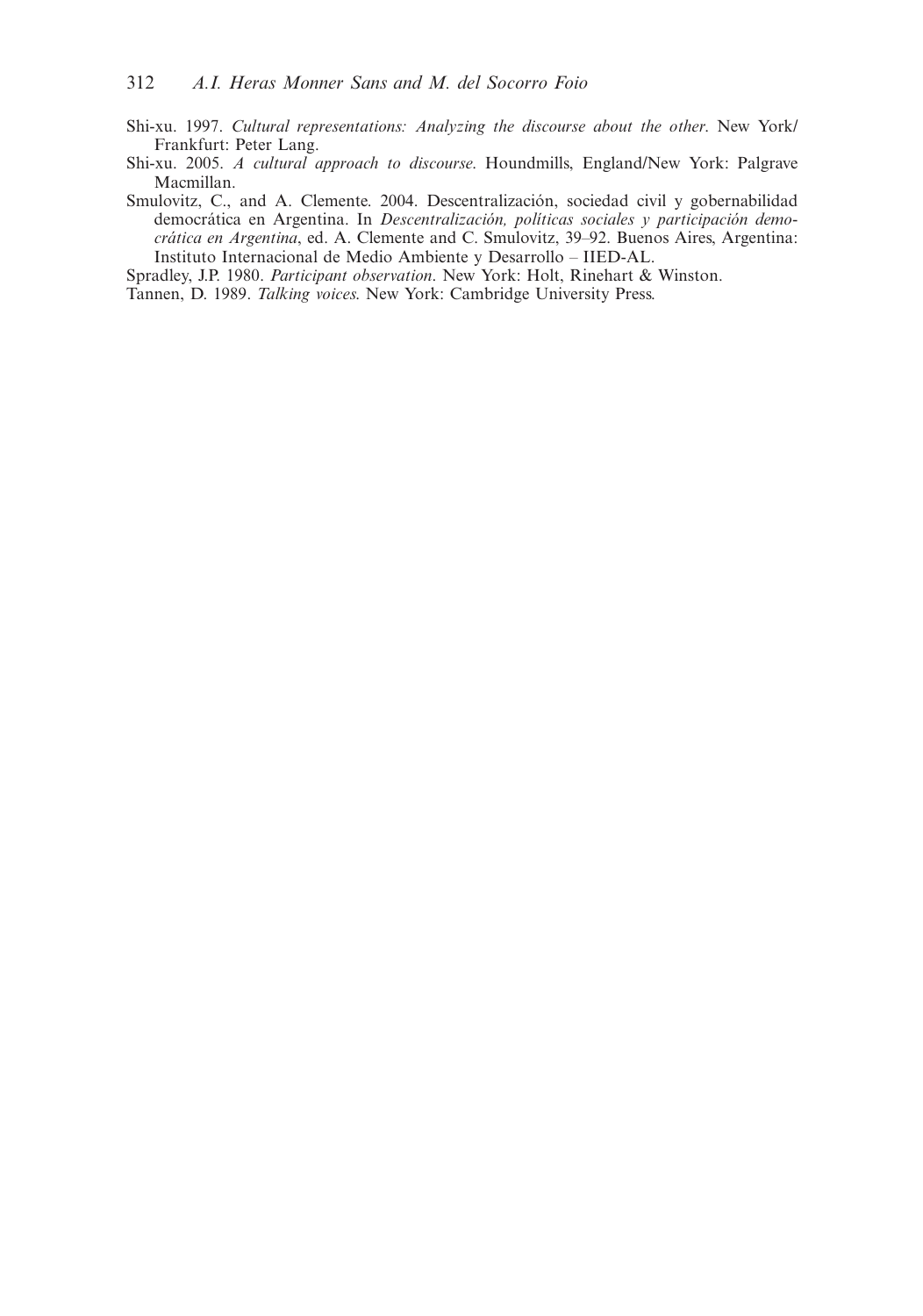Shi-xu. 1997. *Cultural representations: Analyzing the discourse about the other*. New York/Frankfurt: Peter Lang.

Shi-xu. 2005. *A cultural approach to discourse*. Houndmills, England/New York: Palgrave Macmillan.

Smulovitz, C., and A. Clemente. 2004. Descentralización, sociedad civil y gobernabilidad democrática en Argentina. In *Descentralización, políticas sociales y participación democrática en Argentina*, ed. A. Clemente and C. Smulovitz, 39–92. Buenos Aires, Argentina: Instituto Internacional de Medio Ambiente y Desarrollo – IIED-AL.

Spradley, J.P. 1980. *Participant observation*. New York: Holt, Rinehart & Winston.

Tannen, D. 1989. *Talking voices*. New York: Cambridge University Press.